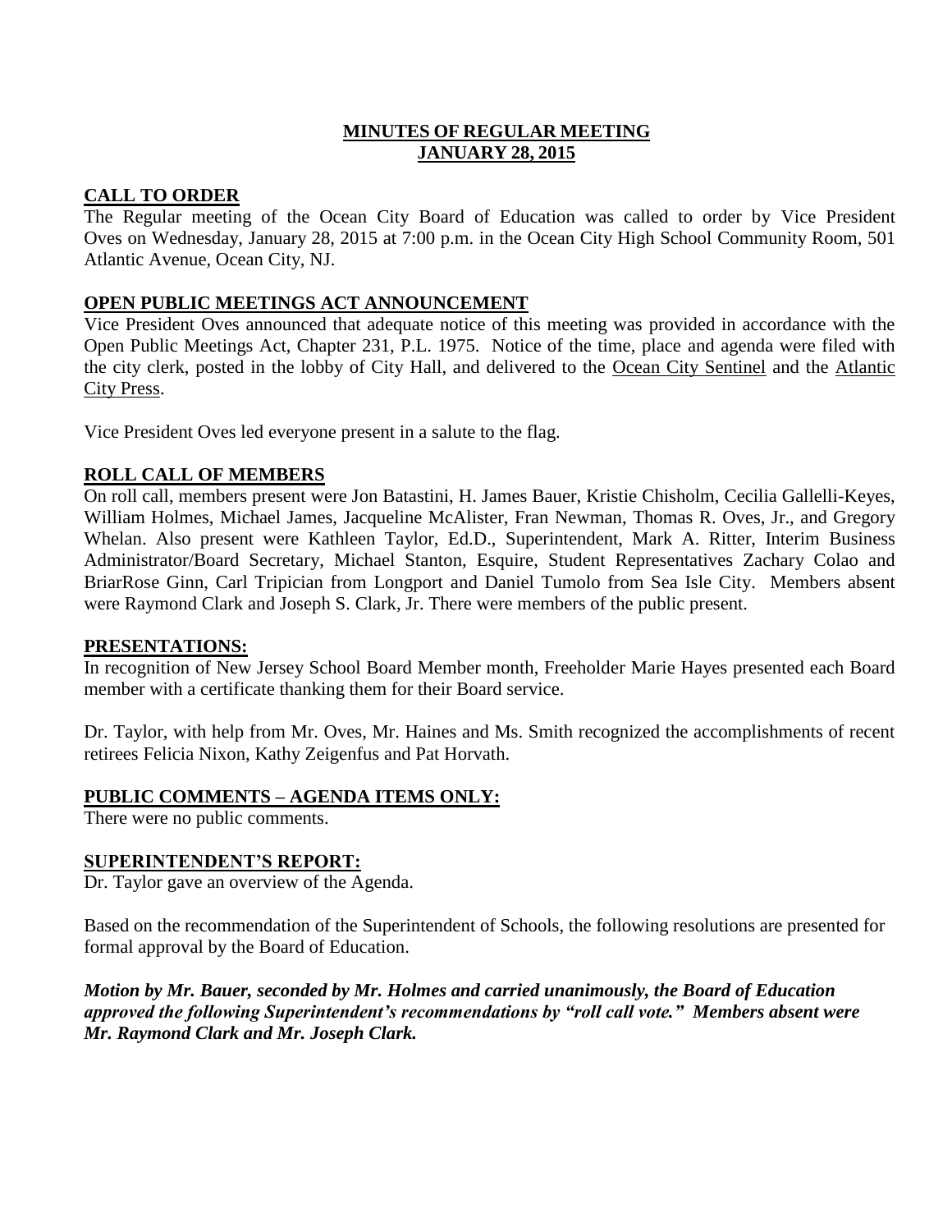# MINUTES OF REGULAR MEETING
# JANUARY 28, 2015

## CALL TO ORDER

The Regular meeting of the Ocean City Board of Education was called to order by Vice President Oves on Wednesday, January 28, 2015 at 7:00 p.m. in the Ocean City High School Community Room, 501 Atlantic Avenue, Ocean City, NJ.

## OPEN PUBLIC MEETINGS ACT ANNOUNCEMENT

Vice President Oves announced that adequate notice of this meeting was provided in accordance with the Open Public Meetings Act, Chapter 231, P.L. 1975. Notice of the time, place and agenda were filed with the city clerk, posted in the lobby of City Hall, and delivered to the Ocean City Sentinel and the Atlantic City Press.

Vice President Oves led everyone present in a salute to the flag.

## ROLL CALL OF MEMBERS

On roll call, members present were Jon Batastini, H. James Bauer, Kristie Chisholm, Cecilia Gallelli-Keyes, William Holmes, Michael James, Jacqueline McAlister, Fran Newman, Thomas R. Oves, Jr., and Gregory Whelan. Also present were Kathleen Taylor, Ed.D., Superintendent, Mark A. Ritter, Interim Business Administrator/Board Secretary, Michael Stanton, Esquire, Student Representatives Zachary Colao and BriarRose Ginn, Carl Tripician from Longport and Daniel Tumolo from Sea Isle City. Members absent were Raymond Clark and Joseph S. Clark, Jr. There were members of the public present.

## PRESENTATIONS:

In recognition of New Jersey School Board Member month, Freeholder Marie Hayes presented each Board member with a certificate thanking them for their Board service.

Dr. Taylor, with help from Mr. Oves, Mr. Haines and Ms. Smith recognized the accomplishments of recent retirees Felicia Nixon, Kathy Zeigenfus and Pat Horvath.

## PUBLIC COMMENTS – AGENDA ITEMS ONLY:

There were no public comments.

## SUPERINTENDENT'S REPORT:

Dr. Taylor gave an overview of the Agenda.

Based on the recommendation of the Superintendent of Schools, the following resolutions are presented for formal approval by the Board of Education.

***Motion by Mr. Bauer, seconded by Mr. Holmes and carried unanimously, the Board of Education approved the following Superintendent's recommendations by "roll call vote." Members absent were Mr. Raymond Clark and Mr. Joseph Clark.***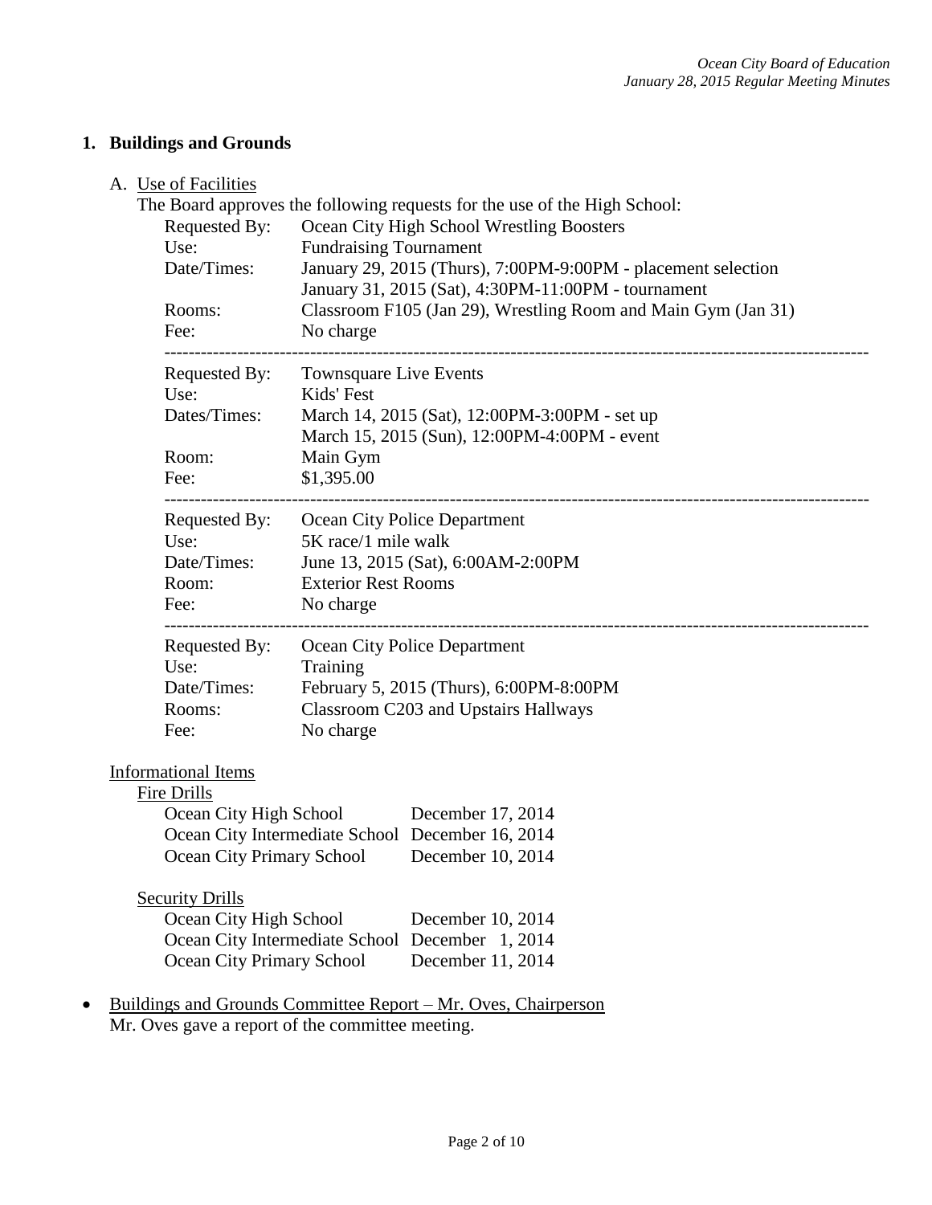## 1. Buildings and Grounds

A. Use of Facilities

The Board approves the following requests for the use of the High School:

| | |
|---|---|
| Requested By: | Ocean City High School Wrestling Boosters |
| Use: | Fundraising Tournament |
| Date/Times: | January 29, 2015 (Thurs), 7:00PM-9:00PM - placement selection<br>January 31, 2015 (Sat), 4:30PM-11:00PM - tournament |
| Rooms: | Classroom F105 (Jan 29), Wrestling Room and Main Gym (Jan 31) |
| Fee: | No charge |

---

| | |
|---|---|
| Requested By: | Townsquare Live Events |
| Use: | Kids' Fest |
| Dates/Times: | March 14, 2015 (Sat), 12:00PM-3:00PM - set up<br>March 15, 2015 (Sun), 12:00PM-4:00PM - event |
| Room: | Main Gym |
| Fee: | $1,395.00 |

---

| | |
|---|---|
| Requested By: | Ocean City Police Department |
| Use: | 5K race/1 mile walk |
| Date/Times: | June 13, 2015 (Sat), 6:00AM-2:00PM |
| Room: | Exterior Rest Rooms |
| Fee: | No charge |

---

| | |
|---|---|
| Requested By: | Ocean City Police Department |
| Use: | Training |
| Date/Times: | February 5, 2015 (Thurs), 6:00PM-8:00PM |
| Rooms: | Classroom C203 and Upstairs Hallways |
| Fee: | No charge |

Informational Items

Fire Drills

| | |
|---|---|
| Ocean City High School | December 17, 2014 |
| Ocean City Intermediate School | December 16, 2014 |
| Ocean City Primary School | December 10, 2014 |

Security Drills

| | |
|---|---|
| Ocean City High School | December 10, 2014 |
| Ocean City Intermediate School | December 1, 2014 |
| Ocean City Primary School | December 11, 2014 |

- Buildings and Grounds Committee Report – Mr. Oves, Chairperson
  Mr. Oves gave a report of the committee meeting.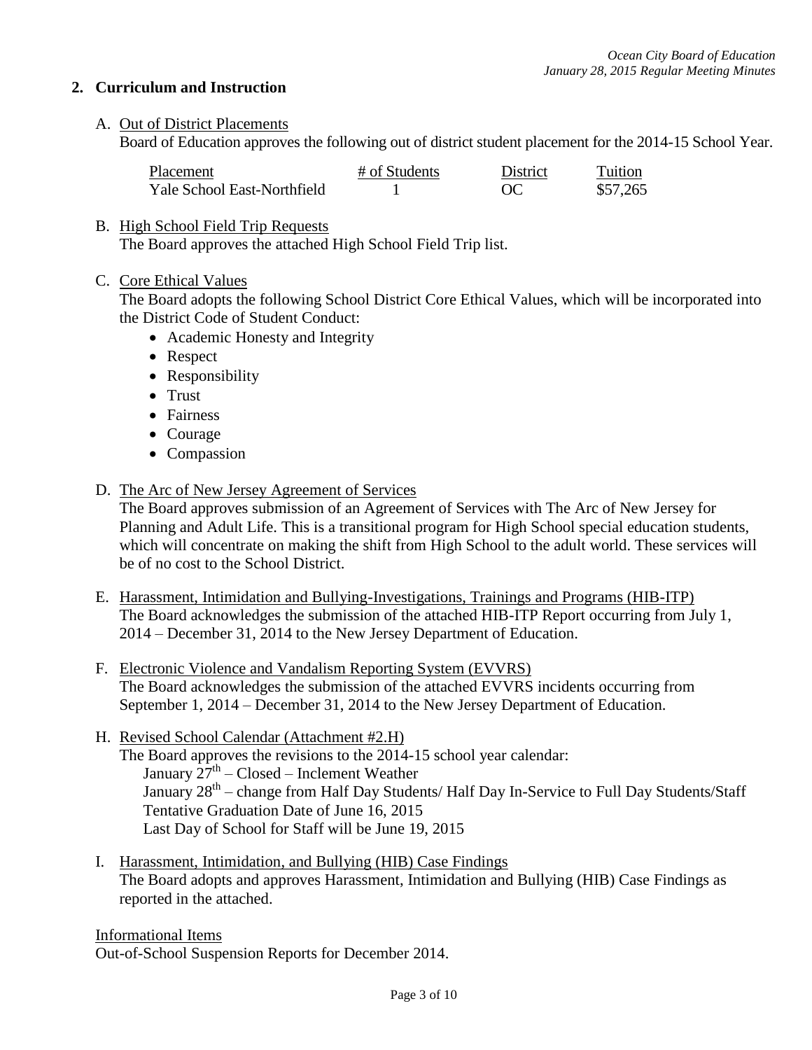## 2. Curriculum and Instruction

A. Out of District Placements

Board of Education approves the following out of district student placement for the 2014-15 School Year.

| Placement | # of Students | District | Tuition |
|---|---|---|---|
| Yale School East-Northfield | 1 | OC | $57,265 |

B. High School Field Trip Requests

The Board approves the attached High School Field Trip list.

C. Core Ethical Values

The Board adopts the following School District Core Ethical Values, which will be incorporated into the District Code of Student Conduct:

- Academic Honesty and Integrity
- Respect
- Responsibility
- Trust
- Fairness
- Courage
- Compassion

D. The Arc of New Jersey Agreement of Services

The Board approves submission of an Agreement of Services with The Arc of New Jersey for Planning and Adult Life. This is a transitional program for High School special education students, which will concentrate on making the shift from High School to the adult world. These services will be of no cost to the School District.

E. Harassment, Intimidation and Bullying-Investigations, Trainings and Programs (HIB-ITP)

The Board acknowledges the submission of the attached HIB-ITP Report occurring from July 1, 2014 – December 31, 2014 to the New Jersey Department of Education.

F. Electronic Violence and Vandalism Reporting System (EVVRS)

The Board acknowledges the submission of the attached EVVRS incidents occurring from September 1, 2014 – December 31, 2014 to the New Jersey Department of Education.

H. Revised School Calendar (Attachment #2.H)

The Board approves the revisions to the 2014-15 school year calendar:

January 27th – Closed – Inclement Weather
January 28th – change from Half Day Students/ Half Day In-Service to Full Day Students/Staff
Tentative Graduation Date of June 16, 2015
Last Day of School for Staff will be June 19, 2015

I. Harassment, Intimidation, and Bullying (HIB) Case Findings

The Board adopts and approves Harassment, Intimidation and Bullying (HIB) Case Findings as reported in the attached.

Informational Items

Out-of-School Suspension Reports for December 2014.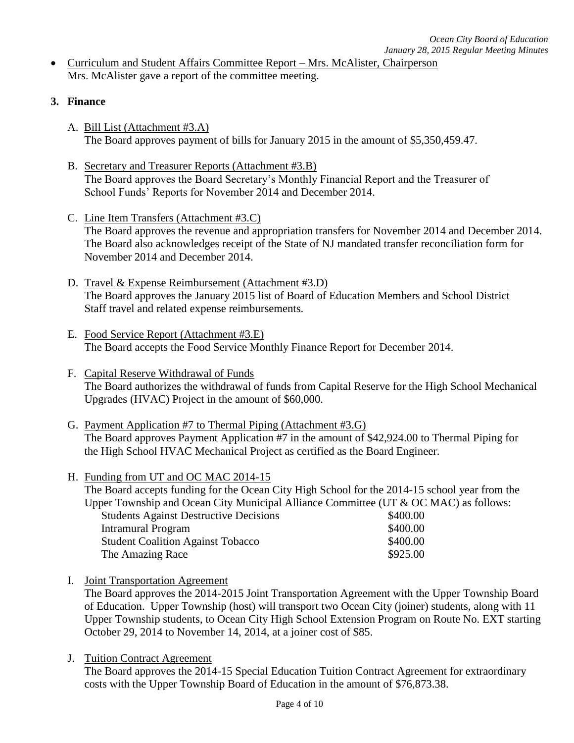- Curriculum and Student Affairs Committee Report – Mrs. McAlister, Chairperson
  Mrs. McAlister gave a report of the committee meeting.

**3. Finance**

A. Bill List (Attachment #3.A)
The Board approves payment of bills for January 2015 in the amount of $5,350,459.47.

B. Secretary and Treasurer Reports (Attachment #3.B)
The Board approves the Board Secretary's Monthly Financial Report and the Treasurer of School Funds' Reports for November 2014 and December 2014.

C. Line Item Transfers (Attachment #3.C)
The Board approves the revenue and appropriation transfers for November 2014 and December 2014. The Board also acknowledges receipt of the State of NJ mandated transfer reconciliation form for November 2014 and December 2014.

D. Travel & Expense Reimbursement (Attachment #3.D)
The Board approves the January 2015 list of Board of Education Members and School District Staff travel and related expense reimbursements.

E. Food Service Report (Attachment #3.E)
The Board accepts the Food Service Monthly Finance Report for December 2014.

F. Capital Reserve Withdrawal of Funds
The Board authorizes the withdrawal of funds from Capital Reserve for the High School Mechanical Upgrades (HVAC) Project in the amount of $60,000.

G. Payment Application #7 to Thermal Piping (Attachment #3.G)
The Board approves Payment Application #7 in the amount of $42,924.00 to Thermal Piping for the High School HVAC Mechanical Project as certified as the Board Engineer.

H. Funding from UT and OC MAC 2014-15
The Board accepts funding for the Ocean City High School for the 2014-15 school year from the Upper Township and Ocean City Municipal Alliance Committee (UT & OC MAC) as follows:

| | |
|---|---|
| Students Against Destructive Decisions | $400.00 |
| Intramural Program | $400.00 |
| Student Coalition Against Tobacco | $400.00 |
| The Amazing Race | $925.00 |

I. Joint Transportation Agreement
The Board approves the 2014-2015 Joint Transportation Agreement with the Upper Township Board of Education. Upper Township (host) will transport two Ocean City (joiner) students, along with 11 Upper Township students, to Ocean City High School Extension Program on Route No. EXT starting October 29, 2014 to November 14, 2014, at a joiner cost of $85.

J. Tuition Contract Agreement
The Board approves the 2014-15 Special Education Tuition Contract Agreement for extraordinary costs with the Upper Township Board of Education in the amount of $76,873.38.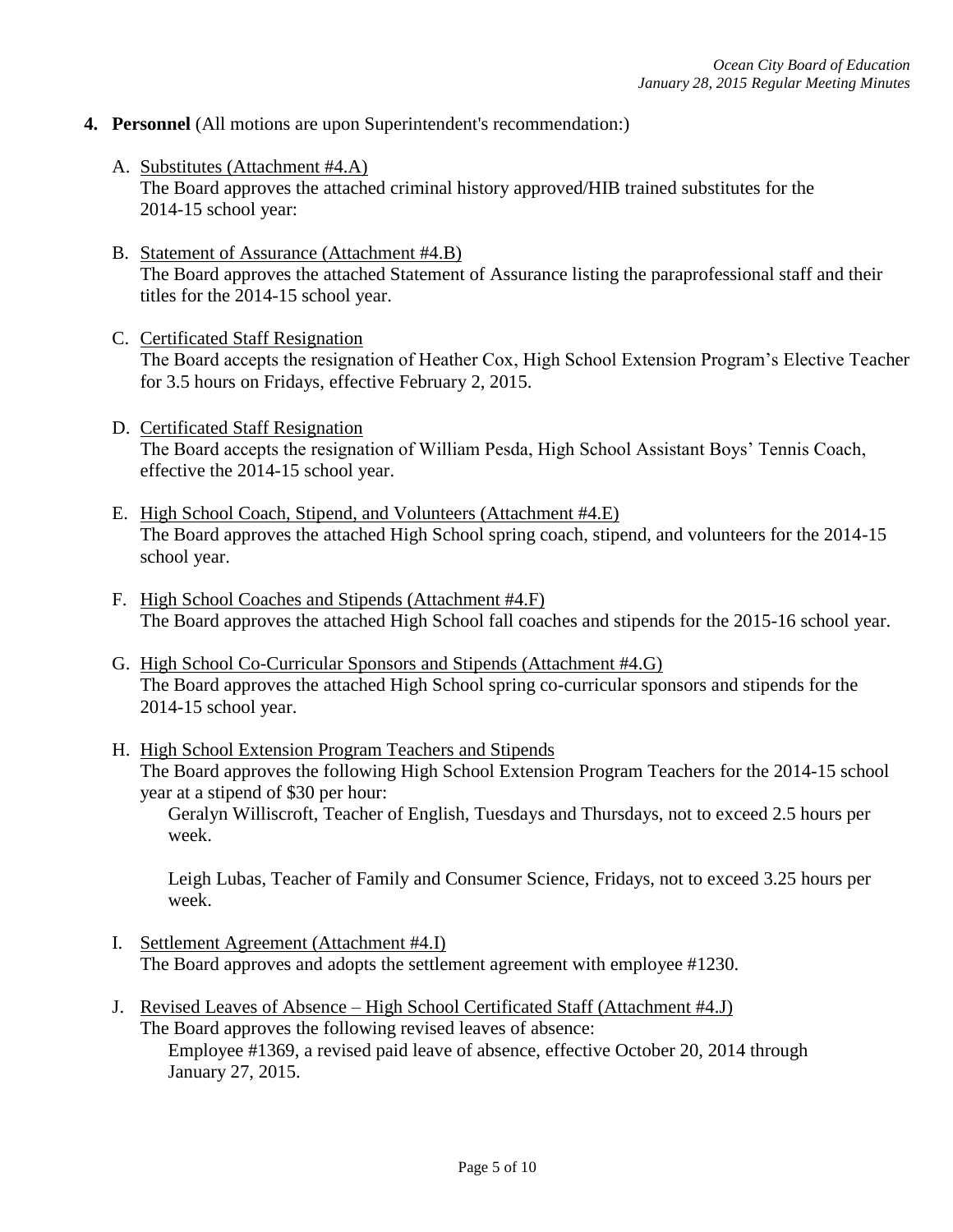**4. Personnel** (All motions are upon Superintendent's recommendation:)

A. Substitutes (Attachment #4.A)
The Board approves the attached criminal history approved/HIB trained substitutes for the 2014-15 school year:

B. Statement of Assurance (Attachment #4.B)
The Board approves the attached Statement of Assurance listing the paraprofessional staff and their titles for the 2014-15 school year.

C. Certificated Staff Resignation
The Board accepts the resignation of Heather Cox, High School Extension Program's Elective Teacher for 3.5 hours on Fridays, effective February 2, 2015.

D. Certificated Staff Resignation
The Board accepts the resignation of William Pesda, High School Assistant Boys' Tennis Coach, effective the 2014-15 school year.

E. High School Coach, Stipend, and Volunteers (Attachment #4.E)
The Board approves the attached High School spring coach, stipend, and volunteers for the 2014-15 school year.

F. High School Coaches and Stipends (Attachment #4.F)
The Board approves the attached High School fall coaches and stipends for the 2015-16 school year.

G. High School Co-Curricular Sponsors and Stipends (Attachment #4.G)
The Board approves the attached High School spring co-curricular sponsors and stipends for the 2014-15 school year.

H. High School Extension Program Teachers and Stipends
The Board approves the following High School Extension Program Teachers for the 2014-15 school year at a stipend of $30 per hour:

Geralyn Williscroft, Teacher of English, Tuesdays and Thursdays, not to exceed 2.5 hours per week.

Leigh Lubas, Teacher of Family and Consumer Science, Fridays, not to exceed 3.25 hours per week.

I. Settlement Agreement (Attachment #4.I)
The Board approves and adopts the settlement agreement with employee #1230.

J. Revised Leaves of Absence – High School Certificated Staff (Attachment #4.J)
The Board approves the following revised leaves of absence:

Employee #1369, a revised paid leave of absence, effective October 20, 2014 through January 27, 2015.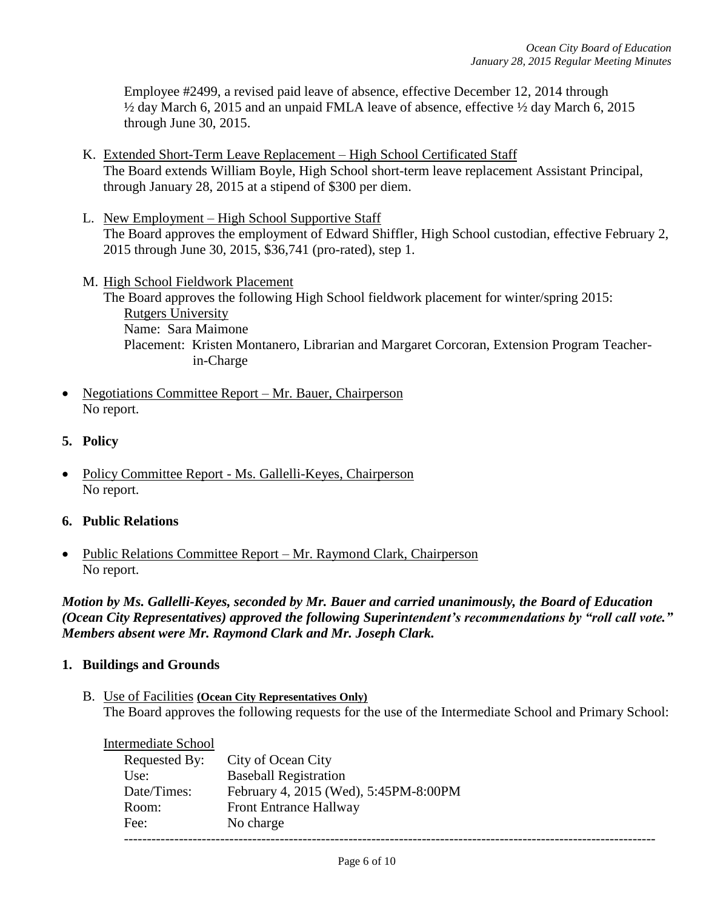Employee #2499, a revised paid leave of absence, effective December 12, 2014 through ½ day March 6, 2015 and an unpaid FMLA leave of absence, effective ½ day March 6, 2015 through June 30, 2015.

K. Extended Short-Term Leave Replacement – High School Certificated Staff
The Board extends William Boyle, High School short-term leave replacement Assistant Principal, through January 28, 2015 at a stipend of $300 per diem.

L. New Employment – High School Supportive Staff
The Board approves the employment of Edward Shiffler, High School custodian, effective February 2, 2015 through June 30, 2015, $36,741 (pro-rated), step 1.

M. High School Fieldwork Placement
The Board approves the following High School fieldwork placement for winter/spring 2015:
Rutgers University
Name: Sara Maimone
Placement: Kristen Montanero, Librarian and Margaret Corcoran, Extension Program Teacher-in-Charge

- Negotiations Committee Report – Mr. Bauer, Chairperson
  No report.

**5. Policy**

- Policy Committee Report - Ms. Gallelli-Keyes, Chairperson
  No report.

**6. Public Relations**

- Public Relations Committee Report – Mr. Raymond Clark, Chairperson
  No report.

***Motion by Ms. Gallelli-Keyes, seconded by Mr. Bauer and carried unanimously, the Board of Education (Ocean City Representatives) approved the following Superintendent's recommendations by "roll call vote." Members absent were Mr. Raymond Clark and Mr. Joseph Clark.***

**1. Buildings and Grounds**

B. Use of Facilities **(Ocean City Representatives Only)**
The Board approves the following requests for the use of the Intermediate School and Primary School:

Intermediate School

| | |
|---|---|
| Requested By: | City of Ocean City |
| Use: | Baseball Registration |
| Date/Times: | February 4, 2015 (Wed), 5:45PM-8:00PM |
| Room: | Front Entrance Hallway |
| Fee: | No charge |

---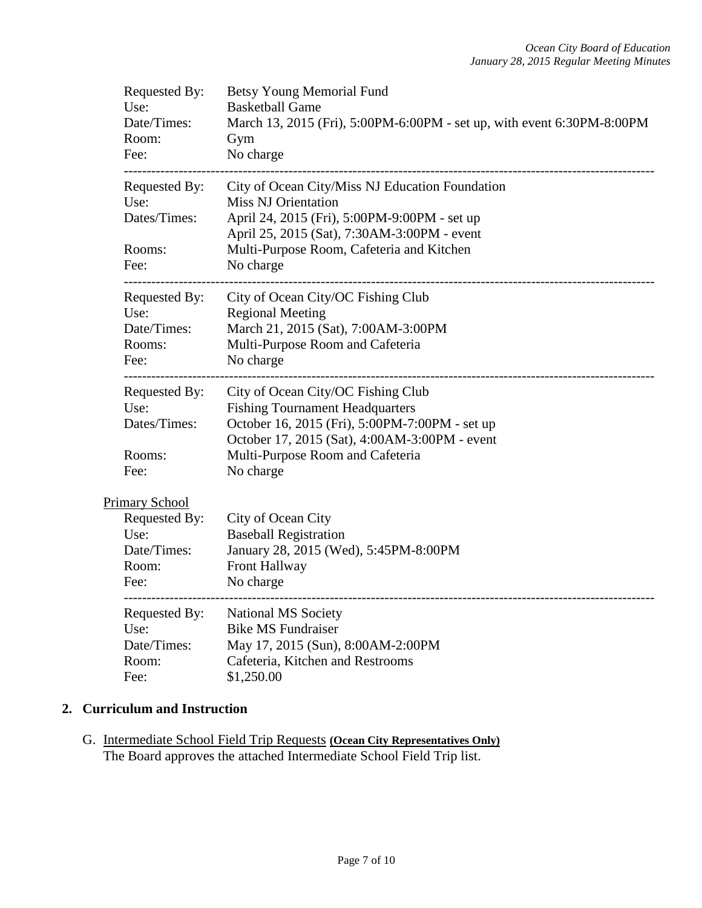Requested By: Betsy Young Memorial Fund
Use: Basketball Game
Date/Times: March 13, 2015 (Fri), 5:00PM-6:00PM - set up, with event 6:30PM-8:00PM
Room: Gym
Fee: No charge

---

Requested By: City of Ocean City/Miss NJ Education Foundation
Use: Miss NJ Orientation
Dates/Times: April 24, 2015 (Fri), 5:00PM-9:00PM - set up
April 25, 2015 (Sat), 7:30AM-3:00PM - event
Rooms: Multi-Purpose Room, Cafeteria and Kitchen
Fee: No charge

---

Requested By: City of Ocean City/OC Fishing Club
Use: Regional Meeting
Date/Times: March 21, 2015 (Sat), 7:00AM-3:00PM
Rooms: Multi-Purpose Room and Cafeteria
Fee: No charge

---

Requested By: City of Ocean City/OC Fishing Club
Use: Fishing Tournament Headquarters
Dates/Times: October 16, 2015 (Fri), 5:00PM-7:00PM - set up
October 17, 2015 (Sat), 4:00AM-3:00PM - event
Rooms: Multi-Purpose Room and Cafeteria
Fee: No charge

Primary School

Requested By: City of Ocean City
Use: Baseball Registration
Date/Times: January 28, 2015 (Wed), 5:45PM-8:00PM
Room: Front Hallway
Fee: No charge

---

Requested By: National MS Society
Use: Bike MS Fundraiser
Date/Times: May 17, 2015 (Sun), 8:00AM-2:00PM
Room: Cafeteria, Kitchen and Restrooms
Fee: $1,250.00

## 2. Curriculum and Instruction

G. Intermediate School Field Trip Requests **(Ocean City Representatives Only)**
The Board approves the attached Intermediate School Field Trip list.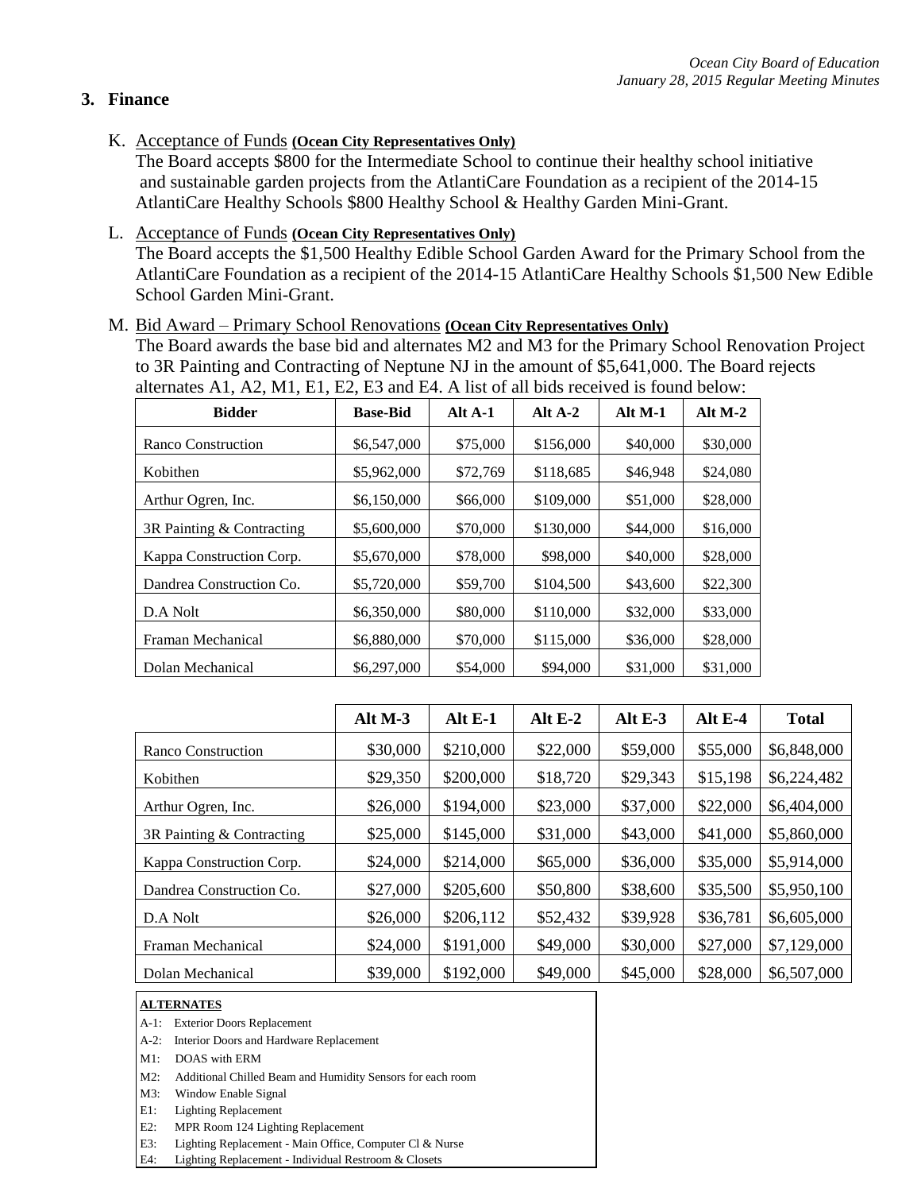## 3. Finance

K. Acceptance of Funds **(Ocean City Representatives Only)**
The Board accepts $800 for the Intermediate School to continue their healthy school initiative and sustainable garden projects from the AtlantiCare Foundation as a recipient of the 2014-15 AtlantiCare Healthy Schools $800 Healthy School & Healthy Garden Mini-Grant.

L. Acceptance of Funds **(Ocean City Representatives Only)**
The Board accepts the $1,500 Healthy Edible School Garden Award for the Primary School from the AtlantiCare Foundation as a recipient of the 2014-15 AtlantiCare Healthy Schools $1,500 New Edible School Garden Mini-Grant.

M. Bid Award – Primary School Renovations **(Ocean City Representatives Only)**
The Board awards the base bid and alternates M2 and M3 for the Primary School Renovation Project to 3R Painting and Contracting of Neptune NJ in the amount of $5,641,000. The Board rejects alternates A1, A2, M1, E1, E2, E3 and E4. A list of all bids received is found below:

| Bidder | Base-Bid | Alt A-1 | Alt A-2 | Alt M-1 | Alt M-2 |
|---|---|---|---|---|---|
| Ranco Construction | $6,547,000 | $75,000 | $156,000 | $40,000 | $30,000 |
| Kobithen | $5,962,000 | $72,769 | $118,685 | $46,948 | $24,080 |
| Arthur Ogren, Inc. | $6,150,000 | $66,000 | $109,000 | $51,000 | $28,000 |
| 3R Painting & Contracting | $5,600,000 | $70,000 | $130,000 | $44,000 | $16,000 |
| Kappa Construction Corp. | $5,670,000 | $78,000 | $98,000 | $40,000 | $28,000 |
| Dandrea Construction Co. | $5,720,000 | $59,700 | $104,500 | $43,600 | $22,300 |
| D.A Nolt | $6,350,000 | $80,000 | $110,000 | $32,000 | $33,000 |
| Framan Mechanical | $6,880,000 | $70,000 | $115,000 | $36,000 | $28,000 |
| Dolan Mechanical | $6,297,000 | $54,000 | $94,000 | $31,000 | $31,000 |

| | Alt M-3 | Alt E-1 | Alt E-2 | Alt E-3 | Alt E-4 | Total |
|---|---|---|---|---|---|---|
| Ranco Construction | $30,000 | $210,000 | $22,000 | $59,000 | $55,000 | $6,848,000 |
| Kobithen | $29,350 | $200,000 | $18,720 | $29,343 | $15,198 | $6,224,482 |
| Arthur Ogren, Inc. | $26,000 | $194,000 | $23,000 | $37,000 | $22,000 | $6,404,000 |
| 3R Painting & Contracting | $25,000 | $145,000 | $31,000 | $43,000 | $41,000 | $5,860,000 |
| Kappa Construction Corp. | $24,000 | $214,000 | $65,000 | $36,000 | $35,000 | $5,914,000 |
| Dandrea Construction Co. | $27,000 | $205,600 | $50,800 | $38,600 | $35,500 | $5,950,100 |
| D.A Nolt | $26,000 | $206,112 | $52,432 | $39,928 | $36,781 | $6,605,000 |
| Framan Mechanical | $24,000 | $191,000 | $49,000 | $30,000 | $27,000 | $7,129,000 |
| Dolan Mechanical | $39,000 | $192,000 | $49,000 | $45,000 | $28,000 | $6,507,000 |

**ALTERNATES**

- A-1: Exterior Doors Replacement
- A-2: Interior Doors and Hardware Replacement
- M1: DOAS with ERM
- M2: Additional Chilled Beam and Humidity Sensors for each room
- M3: Window Enable Signal
- E1: Lighting Replacement
- E2: MPR Room 124 Lighting Replacement
- E3: Lighting Replacement - Main Office, Computer Cl & Nurse
- E4: Lighting Replacement - Individual Restroom & Closets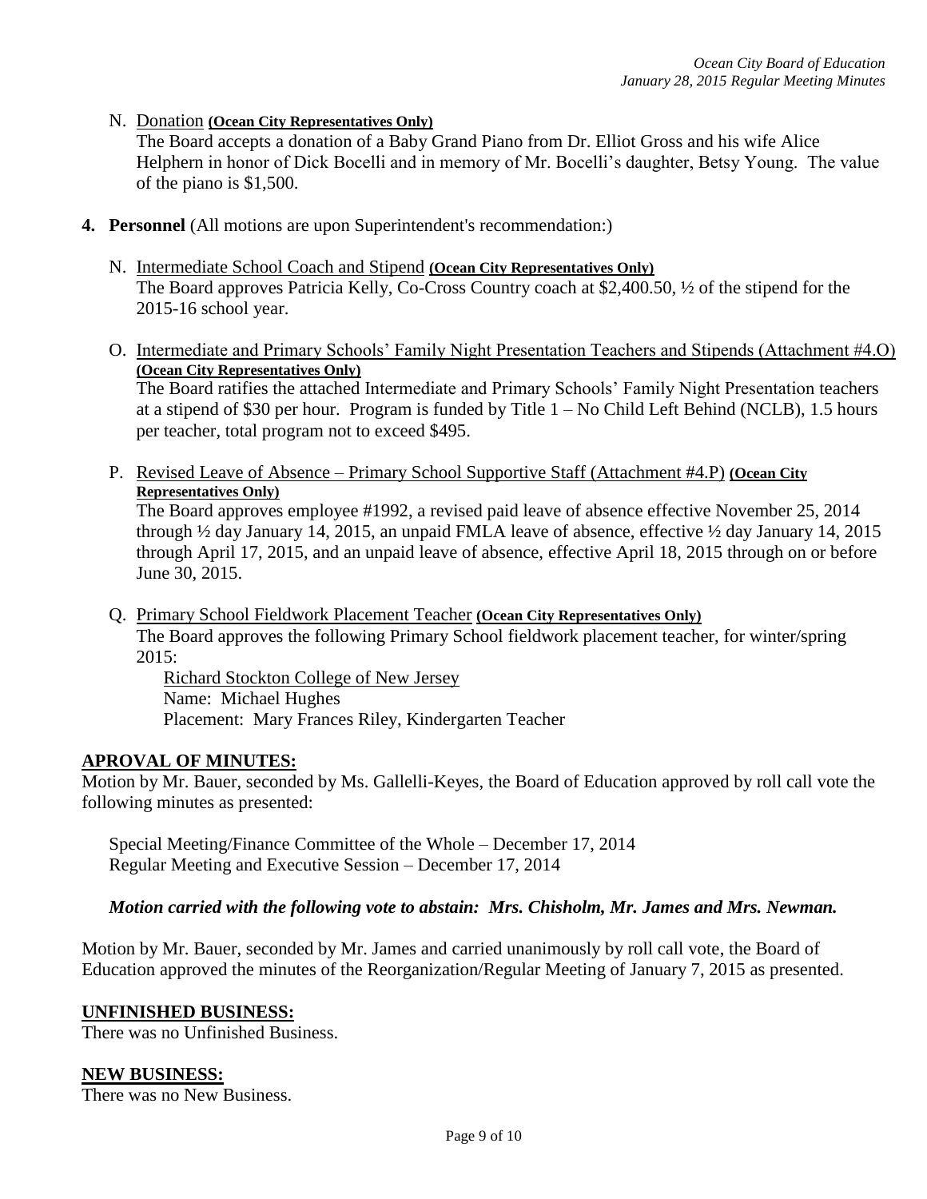N. <u>Donation</u> **(Ocean City Representatives Only)**
The Board accepts a donation of a Baby Grand Piano from Dr. Elliot Gross and his wife Alice Helphern in honor of Dick Bocelli and in memory of Mr. Bocelli's daughter, Betsy Young. The value of the piano is $1,500.

**4. Personnel** (All motions are upon Superintendent's recommendation:)

N. <u>Intermediate School Coach and Stipend</u> **(Ocean City Representatives Only)**
The Board approves Patricia Kelly, Co-Cross Country coach at $2,400.50, ½ of the stipend for the 2015-16 school year.

O. <u>Intermediate and Primary Schools' Family Night Presentation Teachers and Stipends (Attachment #4.O)</u> **(Ocean City Representatives Only)**
The Board ratifies the attached Intermediate and Primary Schools' Family Night Presentation teachers at a stipend of $30 per hour. Program is funded by Title 1 – No Child Left Behind (NCLB), 1.5 hours per teacher, total program not to exceed $495.

P. <u>Revised Leave of Absence – Primary School Supportive Staff (Attachment #4.P)</u> **(Ocean City Representatives Only)**
The Board approves employee #1992, a revised paid leave of absence effective November 25, 2014 through ½ day January 14, 2015, an unpaid FMLA leave of absence, effective ½ day January 14, 2015 through April 17, 2015, and an unpaid leave of absence, effective April 18, 2015 through on or before June 30, 2015.

Q. <u>Primary School Fieldwork Placement Teacher</u> **(Ocean City Representatives Only)**
The Board approves the following Primary School fieldwork placement teacher, for winter/spring 2015:

<u>Richard Stockton College of New Jersey</u>
Name: Michael Hughes
Placement: Mary Frances Riley, Kindergarten Teacher

**<u>APROVAL OF MINUTES:</u>**

Motion by Mr. Bauer, seconded by Ms. Gallelli-Keyes, the Board of Education approved by roll call vote the following minutes as presented:

Special Meeting/Finance Committee of the Whole – December 17, 2014
Regular Meeting and Executive Session – December 17, 2014

***Motion carried with the following vote to abstain: Mrs. Chisholm, Mr. James and Mrs. Newman.***

Motion by Mr. Bauer, seconded by Mr. James and carried unanimously by roll call vote, the Board of Education approved the minutes of the Reorganization/Regular Meeting of January 7, 2015 as presented.

**<u>UNFINISHED BUSINESS:</u>**

There was no Unfinished Business.

**<u>NEW BUSINESS:</u>**

There was no New Business.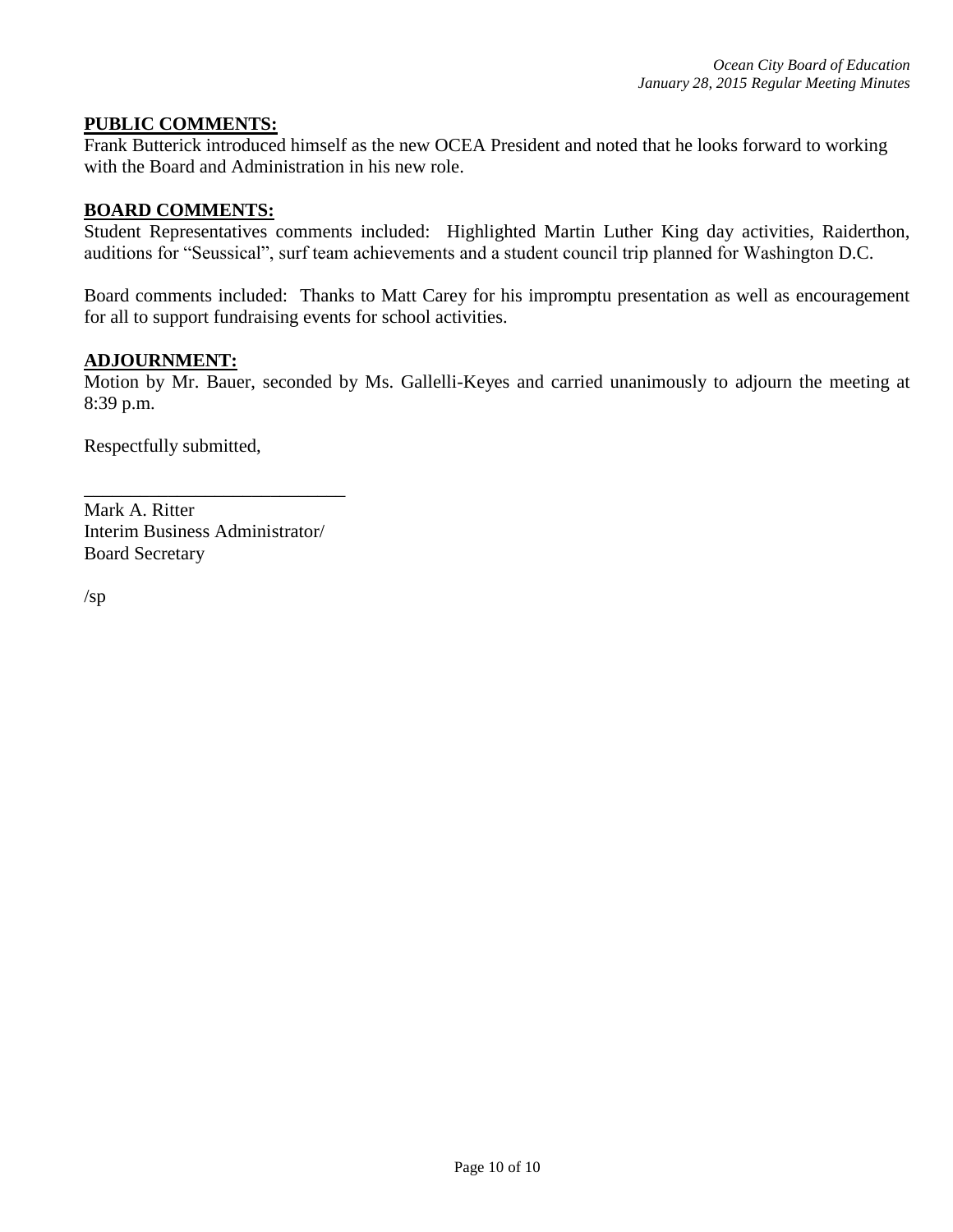**PUBLIC COMMENTS:**

Frank Butterick introduced himself as the new OCEA President and noted that he looks forward to working with the Board and Administration in his new role.

**BOARD COMMENTS:**

Student Representatives comments included: Highlighted Martin Luther King day activities, Raiderthon, auditions for "Seussical", surf team achievements and a student council trip planned for Washington D.C.

Board comments included: Thanks to Matt Carey for his impromptu presentation as well as encouragement for all to support fundraising events for school activities.

**ADJOURNMENT:**

Motion by Mr. Bauer, seconded by Ms. Gallelli-Keyes and carried unanimously to adjourn the meeting at 8:39 p.m.

Respectfully submitted,

_____________________________

Mark A. Ritter
Interim Business Administrator/
Board Secretary

/sp